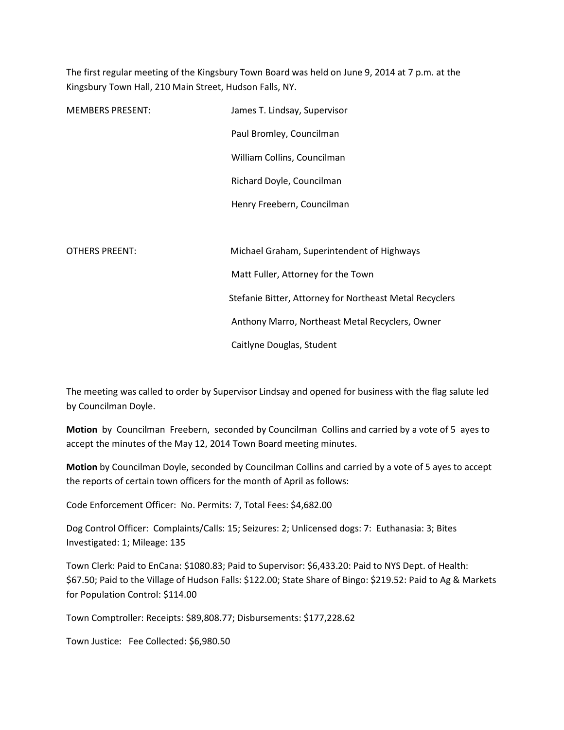The first regular meeting of the Kingsbury Town Board was held on June 9, 2014 at 7 p.m. at the Kingsbury Town Hall, 210 Main Street, Hudson Falls, NY.

| | |
|---|---|
| MEMBERS PRESENT: | James T. Lindsay, Supervisor |
| | Paul Bromley, Councilman |
| | William Collins, Councilman |
| | Richard Doyle, Councilman |
| | Henry Freebern, Councilman |
| | |
| OTHERS PREENT: | Michael Graham, Superintendent of Highways |
| | Matt Fuller, Attorney for the Town |
| | Stefanie Bitter, Attorney for Northeast Metal Recyclers |
| | Anthony Marro, Northeast Metal Recyclers, Owner |
| | Caitlyne Douglas, Student |

The meeting was called to order by Supervisor Lindsay and opened for business with the flag salute led by Councilman Doyle.

**Motion** by Councilman Freebern, seconded by Councilman Collins and carried by a vote of 5 ayes to accept the minutes of the May 12, 2014 Town Board meeting minutes.

**Motion** by Councilman Doyle, seconded by Councilman Collins and carried by a vote of 5 ayes to accept the reports of certain town officers for the month of April as follows:

Code Enforcement Officer: No. Permits: 7, Total Fees: $4,682.00

Dog Control Officer: Complaints/Calls: 15; Seizures: 2; Unlicensed dogs: 7: Euthanasia: 3; Bites Investigated: 1; Mileage: 135

Town Clerk: Paid to EnCana: $1080.83; Paid to Supervisor: $6,433.20: Paid to NYS Dept. of Health: $67.50; Paid to the Village of Hudson Falls: $122.00; State Share of Bingo: $219.52: Paid to Ag & Markets for Population Control: $114.00

Town Comptroller: Receipts: $89,808.77; Disbursements: $177,228.62

Town Justice: Fee Collected: $6,980.50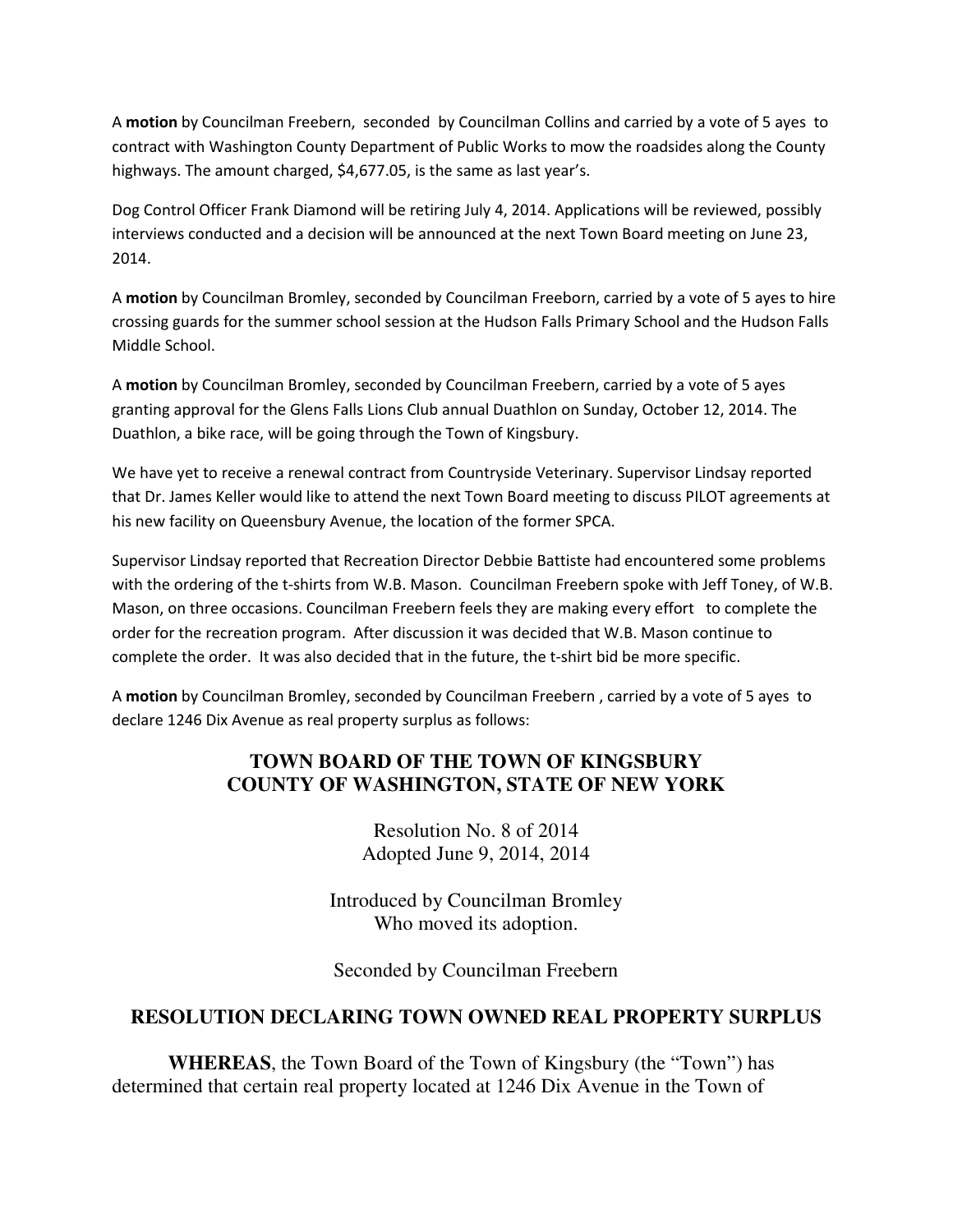A **motion** by Councilman Freebern, seconded by Councilman Collins and carried by a vote of 5 ayes to contract with Washington County Department of Public Works to mow the roadsides along the County highways. The amount charged, $4,677.05, is the same as last year's.

Dog Control Officer Frank Diamond will be retiring July 4, 2014. Applications will be reviewed, possibly interviews conducted and a decision will be announced at the next Town Board meeting on June 23, 2014.

A **motion** by Councilman Bromley, seconded by Councilman Freeborn, carried by a vote of 5 ayes to hire crossing guards for the summer school session at the Hudson Falls Primary School and the Hudson Falls Middle School.

A **motion** by Councilman Bromley, seconded by Councilman Freebern, carried by a vote of 5 ayes granting approval for the Glens Falls Lions Club annual Duathlon on Sunday, October 12, 2014. The Duathlon, a bike race, will be going through the Town of Kingsbury.

We have yet to receive a renewal contract from Countryside Veterinary. Supervisor Lindsay reported that Dr. James Keller would like to attend the next Town Board meeting to discuss PILOT agreements at his new facility on Queensbury Avenue, the location of the former SPCA.

Supervisor Lindsay reported that Recreation Director Debbie Battiste had encountered some problems with the ordering of the t-shirts from W.B. Mason. Councilman Freebern spoke with Jeff Toney, of W.B. Mason, on three occasions. Councilman Freebern feels they are making every effort to complete the order for the recreation program. After discussion it was decided that W.B. Mason continue to complete the order. It was also decided that in the future, the t-shirt bid be more specific.

A **motion** by Councilman Bromley, seconded by Councilman Freebern , carried by a vote of 5 ayes to declare 1246 Dix Avenue as real property surplus as follows:

## TOWN BOARD OF THE TOWN OF KINGSBURY COUNTY OF WASHINGTON, STATE OF NEW YORK

Resolution No. 8 of 2014
Adopted June 9, 2014, 2014

Introduced by Councilman Bromley
Who moved its adoption.

Seconded by Councilman Freebern

## RESOLUTION DECLARING TOWN OWNED REAL PROPERTY SURPLUS

**WHEREAS**, the Town Board of the Town of Kingsbury (the "Town") has determined that certain real property located at 1246 Dix Avenue in the Town of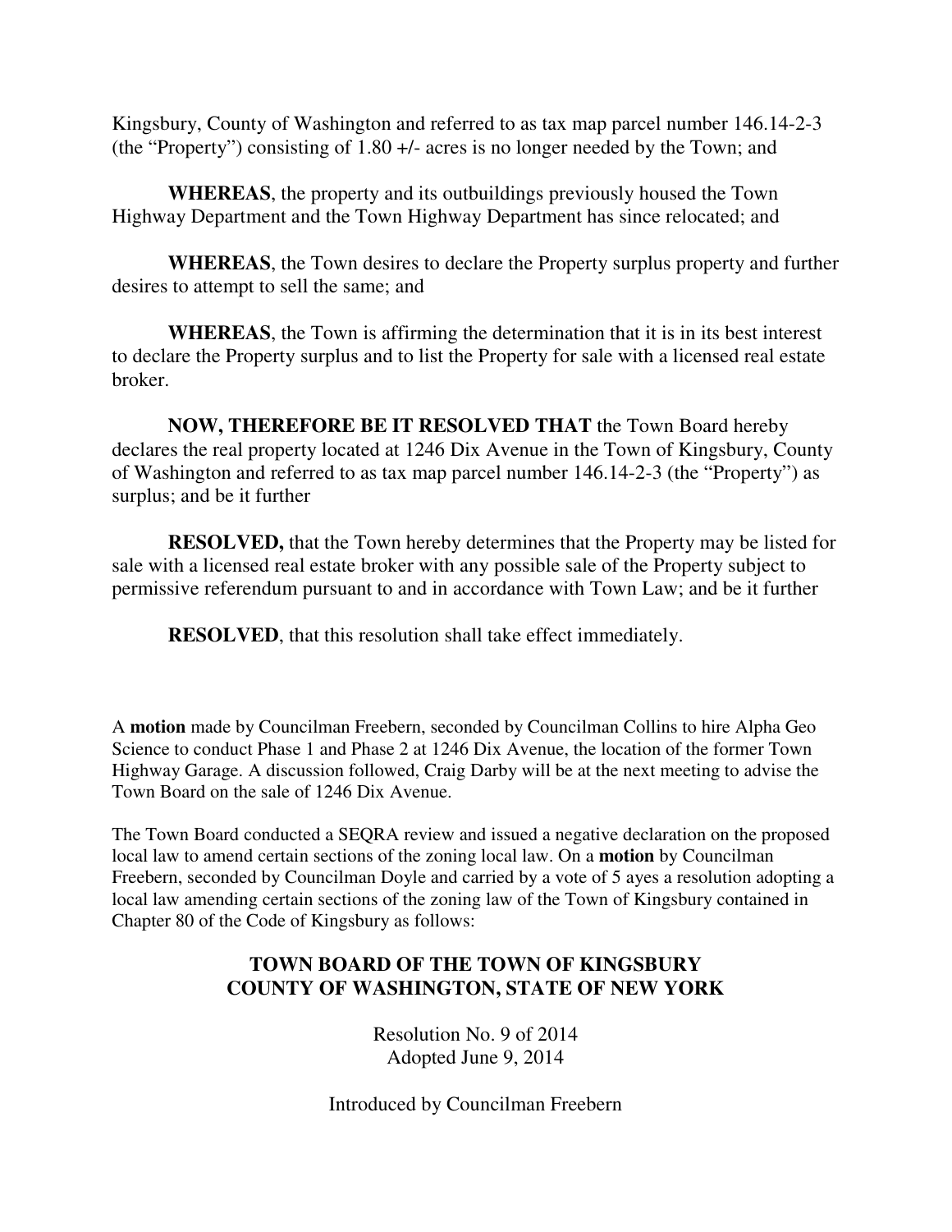Kingsbury, County of Washington and referred to as tax map parcel number 146.14-2-3 (the "Property") consisting of 1.80 +/- acres is no longer needed by the Town; and

**WHEREAS**, the property and its outbuildings previously housed the Town Highway Department and the Town Highway Department has since relocated; and

**WHEREAS**, the Town desires to declare the Property surplus property and further desires to attempt to sell the same; and

**WHEREAS**, the Town is affirming the determination that it is in its best interest to declare the Property surplus and to list the Property for sale with a licensed real estate broker.

**NOW, THEREFORE BE IT RESOLVED THAT** the Town Board hereby declares the real property located at 1246 Dix Avenue in the Town of Kingsbury, County of Washington and referred to as tax map parcel number 146.14-2-3 (the "Property") as surplus; and be it further

**RESOLVED,** that the Town hereby determines that the Property may be listed for sale with a licensed real estate broker with any possible sale of the Property subject to permissive referendum pursuant to and in accordance with Town Law; and be it further

**RESOLVED**, that this resolution shall take effect immediately.

A **motion** made by Councilman Freebern, seconded by Councilman Collins to hire Alpha Geo Science to conduct Phase 1 and Phase 2 at 1246 Dix Avenue, the location of the former Town Highway Garage. A discussion followed, Craig Darby will be at the next meeting to advise the Town Board on the sale of 1246 Dix Avenue.

The Town Board conducted a SEQRA review and issued a negative declaration on the proposed local law to amend certain sections of the zoning local law. On a **motion** by Councilman Freebern, seconded by Councilman Doyle and carried by a vote of 5 ayes a resolution adopting a local law amending certain sections of the zoning law of the Town of Kingsbury contained in Chapter 80 of the Code of Kingsbury as follows:

## TOWN BOARD OF THE TOWN OF KINGSBURY COUNTY OF WASHINGTON, STATE OF NEW YORK

Resolution No. 9 of 2014
Adopted June 9, 2014

Introduced by Councilman Freebern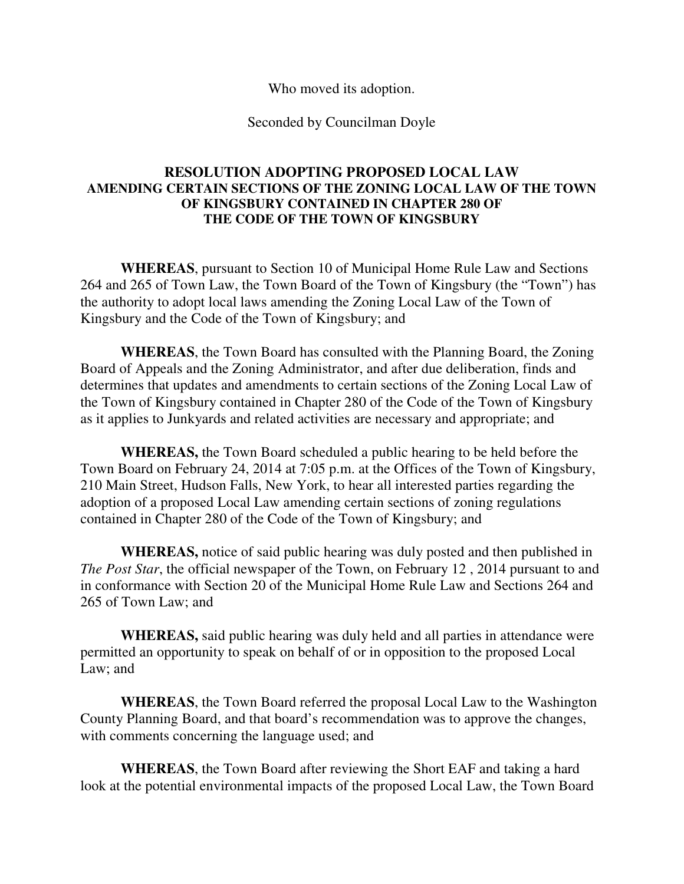Who moved its adoption.

Seconded by Councilman Doyle

**RESOLUTION ADOPTING PROPOSED LOCAL LAW AMENDING CERTAIN SECTIONS OF THE ZONING LOCAL LAW OF THE TOWN OF KINGSBURY CONTAINED IN CHAPTER 280 OF THE CODE OF THE TOWN OF KINGSBURY**

**WHEREAS**, pursuant to Section 10 of Municipal Home Rule Law and Sections 264 and 265 of Town Law, the Town Board of the Town of Kingsbury (the "Town") has the authority to adopt local laws amending the Zoning Local Law of the Town of Kingsbury and the Code of the Town of Kingsbury; and

**WHEREAS**, the Town Board has consulted with the Planning Board, the Zoning Board of Appeals and the Zoning Administrator, and after due deliberation, finds and determines that updates and amendments to certain sections of the Zoning Local Law of the Town of Kingsbury contained in Chapter 280 of the Code of the Town of Kingsbury as it applies to Junkyards and related activities are necessary and appropriate; and

**WHEREAS,** the Town Board scheduled a public hearing to be held before the Town Board on February 24, 2014 at 7:05 p.m. at the Offices of the Town of Kingsbury, 210 Main Street, Hudson Falls, New York, to hear all interested parties regarding the adoption of a proposed Local Law amending certain sections of zoning regulations contained in Chapter 280 of the Code of the Town of Kingsbury; and

**WHEREAS,** notice of said public hearing was duly posted and then published in *The Post Star*, the official newspaper of the Town, on February 12 , 2014 pursuant to and in conformance with Section 20 of the Municipal Home Rule Law and Sections 264 and 265 of Town Law; and

**WHEREAS,** said public hearing was duly held and all parties in attendance were permitted an opportunity to speak on behalf of or in opposition to the proposed Local Law; and

**WHEREAS**, the Town Board referred the proposal Local Law to the Washington County Planning Board, and that board's recommendation was to approve the changes, with comments concerning the language used; and

**WHEREAS**, the Town Board after reviewing the Short EAF and taking a hard look at the potential environmental impacts of the proposed Local Law, the Town Board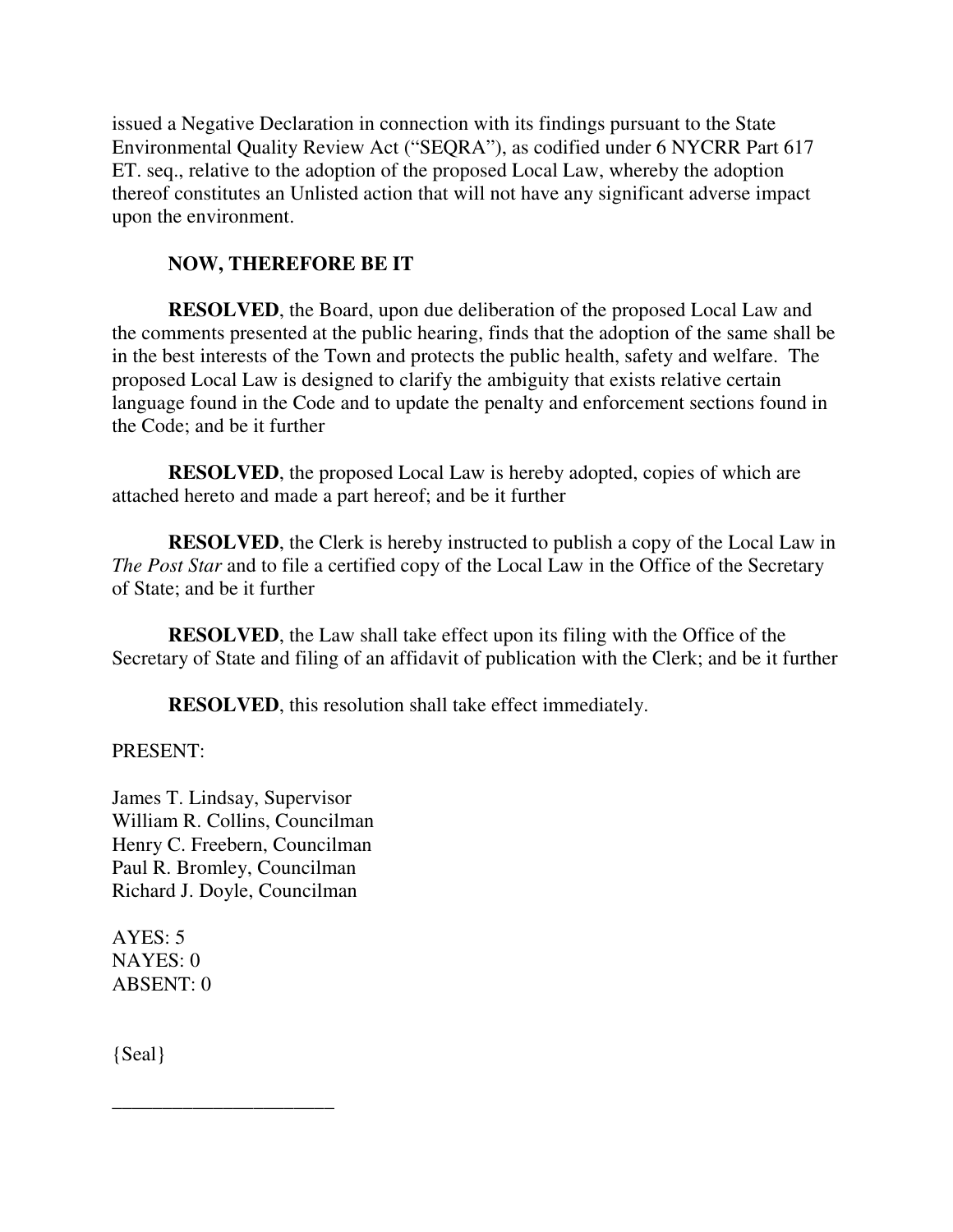issued a Negative Declaration in connection with its findings pursuant to the State Environmental Quality Review Act ("SEQRA"), as codified under 6 NYCRR Part 617 ET. seq., relative to the adoption of the proposed Local Law, whereby the adoption thereof constitutes an Unlisted action that will not have any significant adverse impact upon the environment.

**NOW, THEREFORE BE IT**

**RESOLVED**, the Board, upon due deliberation of the proposed Local Law and the comments presented at the public hearing, finds that the adoption of the same shall be in the best interests of the Town and protects the public health, safety and welfare. The proposed Local Law is designed to clarify the ambiguity that exists relative certain language found in the Code and to update the penalty and enforcement sections found in the Code; and be it further

**RESOLVED**, the proposed Local Law is hereby adopted, copies of which are attached hereto and made a part hereof; and be it further

**RESOLVED**, the Clerk is hereby instructed to publish a copy of the Local Law in *The Post Star* and to file a certified copy of the Local Law in the Office of the Secretary of State; and be it further

**RESOLVED**, the Law shall take effect upon its filing with the Office of the Secretary of State and filing of an affidavit of publication with the Clerk; and be it further

**RESOLVED**, this resolution shall take effect immediately.

PRESENT:

James T. Lindsay, Supervisor
William R. Collins, Councilman
Henry C. Freebern, Councilman
Paul R. Bromley, Councilman
Richard J. Doyle, Councilman

AYES: 5
NAYES: 0
ABSENT: 0

{Seal}

______________________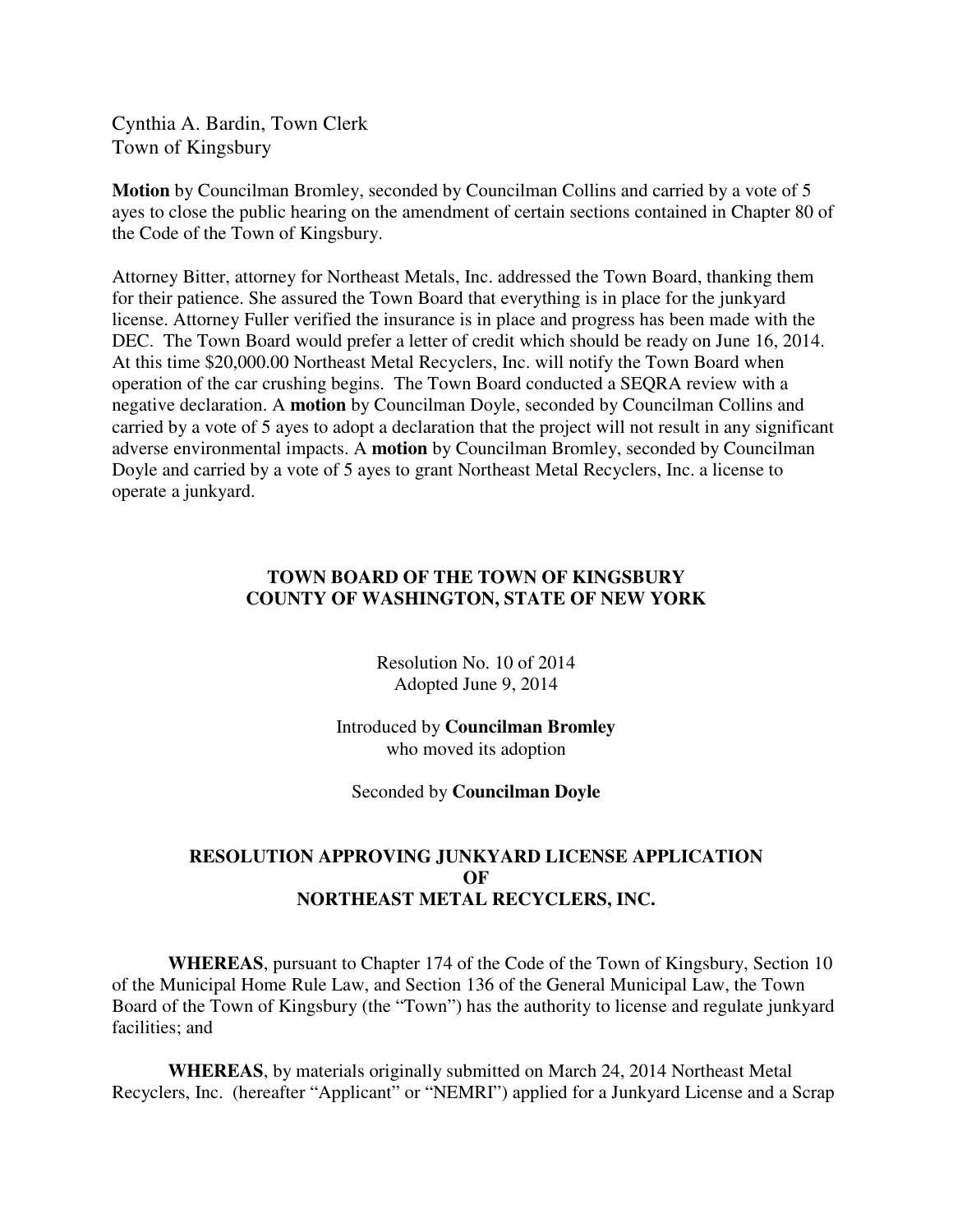Cynthia A. Bardin, Town Clerk
Town of Kingsbury

**Motion** by Councilman Bromley, seconded by Councilman Collins and carried by a vote of 5 ayes to close the public hearing on the amendment of certain sections contained in Chapter 80 of the Code of the Town of Kingsbury.

Attorney Bitter, attorney for Northeast Metals, Inc. addressed the Town Board, thanking them for their patience. She assured the Town Board that everything is in place for the junkyard license. Attorney Fuller verified the insurance is in place and progress has been made with the DEC. The Town Board would prefer a letter of credit which should be ready on June 16, 2014. At this time $20,000.00 Northeast Metal Recyclers, Inc. will notify the Town Board when operation of the car crushing begins. The Town Board conducted a SEQRA review with a negative declaration. A **motion** by Councilman Doyle, seconded by Councilman Collins and carried by a vote of 5 ayes to adopt a declaration that the project will not result in any significant adverse environmental impacts. A **motion** by Councilman Bromley, seconded by Councilman Doyle and carried by a vote of 5 ayes to grant Northeast Metal Recyclers, Inc. a license to operate a junkyard.

## TOWN BOARD OF THE TOWN OF KINGSBURY
## COUNTY OF WASHINGTON, STATE OF NEW YORK

Resolution No. 10 of 2014
Adopted June 9, 2014

Introduced by **Councilman Bromley**
who moved its adoption

Seconded by **Councilman Doyle**

## RESOLUTION APPROVING JUNKYARD LICENSE APPLICATION OF NORTHEAST METAL RECYCLERS, INC.

**WHEREAS**, pursuant to Chapter 174 of the Code of the Town of Kingsbury, Section 10 of the Municipal Home Rule Law, and Section 136 of the General Municipal Law, the Town Board of the Town of Kingsbury (the "Town") has the authority to license and regulate junkyard facilities; and

**WHEREAS**, by materials originally submitted on March 24, 2014 Northeast Metal Recyclers, Inc. (hereafter "Applicant" or "NEMRI") applied for a Junkyard License and a Scrap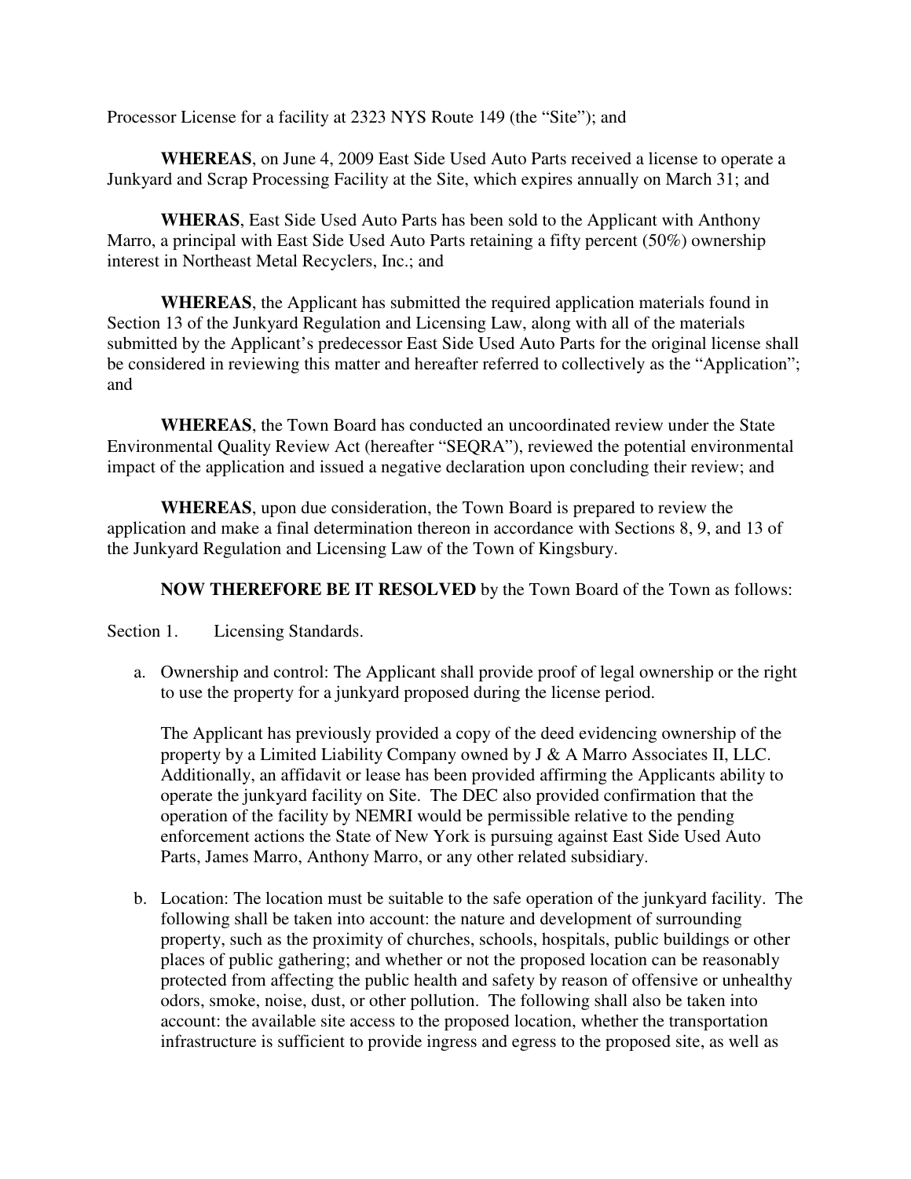Processor License for a facility at 2323 NYS Route 149 (the "Site"); and

**WHEREAS**, on June 4, 2009 East Side Used Auto Parts received a license to operate a Junkyard and Scrap Processing Facility at the Site, which expires annually on March 31; and

**WHERAS**, East Side Used Auto Parts has been sold to the Applicant with Anthony Marro, a principal with East Side Used Auto Parts retaining a fifty percent (50%) ownership interest in Northeast Metal Recyclers, Inc.; and

**WHEREAS**, the Applicant has submitted the required application materials found in Section 13 of the Junkyard Regulation and Licensing Law, along with all of the materials submitted by the Applicant's predecessor East Side Used Auto Parts for the original license shall be considered in reviewing this matter and hereafter referred to collectively as the "Application"; and

**WHEREAS**, the Town Board has conducted an uncoordinated review under the State Environmental Quality Review Act (hereafter "SEQRA"), reviewed the potential environmental impact of the application and issued a negative declaration upon concluding their review; and

**WHEREAS**, upon due consideration, the Town Board is prepared to review the application and make a final determination thereon in accordance with Sections 8, 9, and 13 of the Junkyard Regulation and Licensing Law of the Town of Kingsbury.

**NOW THEREFORE BE IT RESOLVED** by the Town Board of the Town as follows:

Section 1. Licensing Standards.

a. Ownership and control: The Applicant shall provide proof of legal ownership or the right to use the property for a junkyard proposed during the license period.

   The Applicant has previously provided a copy of the deed evidencing ownership of the property by a Limited Liability Company owned by J & A Marro Associates II, LLC. Additionally, an affidavit or lease has been provided affirming the Applicants ability to operate the junkyard facility on Site. The DEC also provided confirmation that the operation of the facility by NEMRI would be permissible relative to the pending enforcement actions the State of New York is pursuing against East Side Used Auto Parts, James Marro, Anthony Marro, or any other related subsidiary.

b. Location: The location must be suitable to the safe operation of the junkyard facility. The following shall be taken into account: the nature and development of surrounding property, such as the proximity of churches, schools, hospitals, public buildings or other places of public gathering; and whether or not the proposed location can be reasonably protected from affecting the public health and safety by reason of offensive or unhealthy odors, smoke, noise, dust, or other pollution. The following shall also be taken into account: the available site access to the proposed location, whether the transportation infrastructure is sufficient to provide ingress and egress to the proposed site, as well as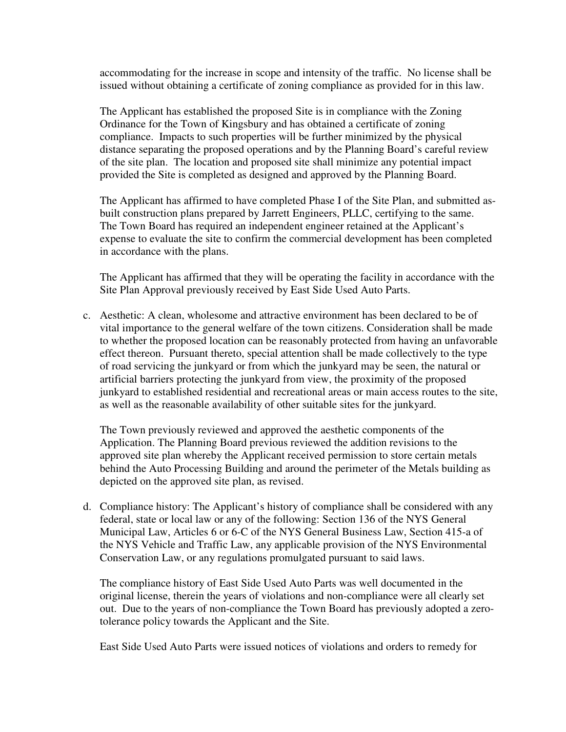accommodating for the increase in scope and intensity of the traffic. No license shall be issued without obtaining a certificate of zoning compliance as provided for in this law.

The Applicant has established the proposed Site is in compliance with the Zoning Ordinance for the Town of Kingsbury and has obtained a certificate of zoning compliance. Impacts to such properties will be further minimized by the physical distance separating the proposed operations and by the Planning Board's careful review of the site plan. The location and proposed site shall minimize any potential impact provided the Site is completed as designed and approved by the Planning Board.

The Applicant has affirmed to have completed Phase I of the Site Plan, and submitted as-built construction plans prepared by Jarrett Engineers, PLLC, certifying to the same. The Town Board has required an independent engineer retained at the Applicant's expense to evaluate the site to confirm the commercial development has been completed in accordance with the plans.

The Applicant has affirmed that they will be operating the facility in accordance with the Site Plan Approval previously received by East Side Used Auto Parts.

c. Aesthetic: A clean, wholesome and attractive environment has been declared to be of vital importance to the general welfare of the town citizens. Consideration shall be made to whether the proposed location can be reasonably protected from having an unfavorable effect thereon. Pursuant thereto, special attention shall be made collectively to the type of road servicing the junkyard or from which the junkyard may be seen, the natural or artificial barriers protecting the junkyard from view, the proximity of the proposed junkyard to established residential and recreational areas or main access routes to the site, as well as the reasonable availability of other suitable sites for the junkyard.

   The Town previously reviewed and approved the aesthetic components of the Application. The Planning Board previous reviewed the addition revisions to the approved site plan whereby the Applicant received permission to store certain metals behind the Auto Processing Building and around the perimeter of the Metals building as depicted on the approved site plan, as revised.

d. Compliance history: The Applicant's history of compliance shall be considered with any federal, state or local law or any of the following: Section 136 of the NYS General Municipal Law, Articles 6 or 6-C of the NYS General Business Law, Section 415-a of the NYS Vehicle and Traffic Law, any applicable provision of the NYS Environmental Conservation Law, or any regulations promulgated pursuant to said laws.

   The compliance history of East Side Used Auto Parts was well documented in the original license, therein the years of violations and non-compliance were all clearly set out. Due to the years of non-compliance the Town Board has previously adopted a zero-tolerance policy towards the Applicant and the Site.

   East Side Used Auto Parts were issued notices of violations and orders to remedy for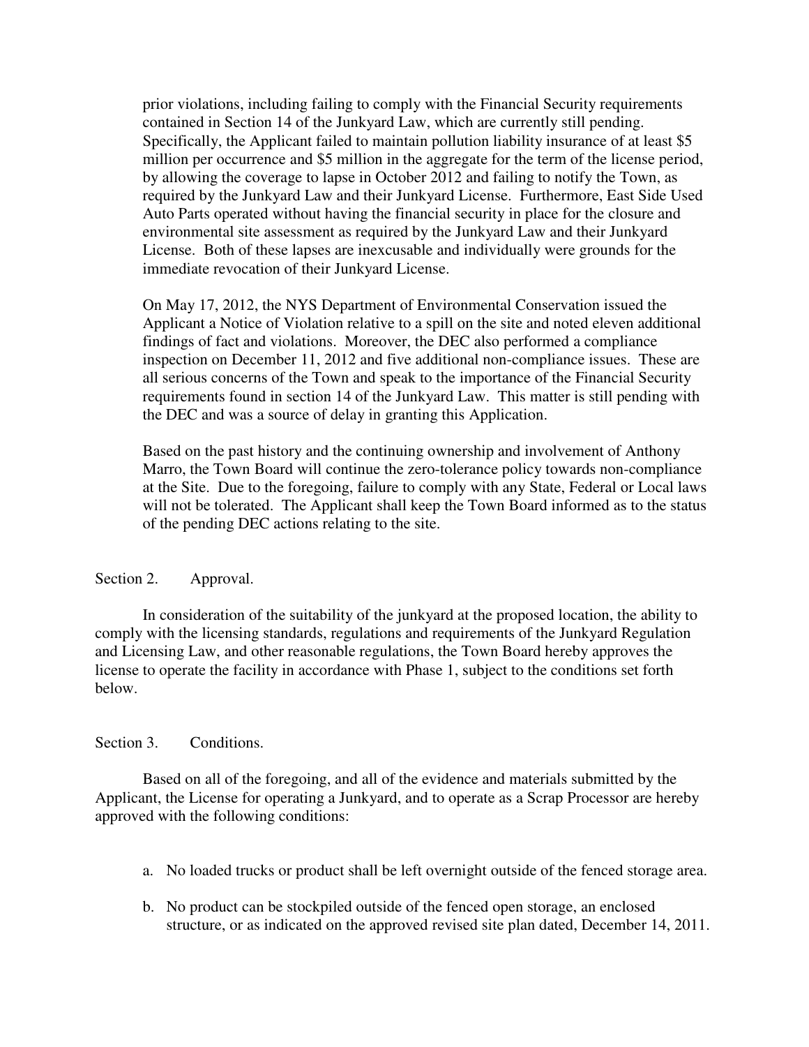prior violations, including failing to comply with the Financial Security requirements contained in Section 14 of the Junkyard Law, which are currently still pending. Specifically, the Applicant failed to maintain pollution liability insurance of at least $5 million per occurrence and $5 million in the aggregate for the term of the license period, by allowing the coverage to lapse in October 2012 and failing to notify the Town, as required by the Junkyard Law and their Junkyard License. Furthermore, East Side Used Auto Parts operated without having the financial security in place for the closure and environmental site assessment as required by the Junkyard Law and their Junkyard License. Both of these lapses are inexcusable and individually were grounds for the immediate revocation of their Junkyard License.

On May 17, 2012, the NYS Department of Environmental Conservation issued the Applicant a Notice of Violation relative to a spill on the site and noted eleven additional findings of fact and violations. Moreover, the DEC also performed a compliance inspection on December 11, 2012 and five additional non-compliance issues. These are all serious concerns of the Town and speak to the importance of the Financial Security requirements found in section 14 of the Junkyard Law. This matter is still pending with the DEC and was a source of delay in granting this Application.

Based on the past history and the continuing ownership and involvement of Anthony Marro, the Town Board will continue the zero-tolerance policy towards non-compliance at the Site. Due to the foregoing, failure to comply with any State, Federal or Local laws will not be tolerated. The Applicant shall keep the Town Board informed as to the status of the pending DEC actions relating to the site.

Section 2. Approval.

In consideration of the suitability of the junkyard at the proposed location, the ability to comply with the licensing standards, regulations and requirements of the Junkyard Regulation and Licensing Law, and other reasonable regulations, the Town Board hereby approves the license to operate the facility in accordance with Phase 1, subject to the conditions set forth below.

Section 3. Conditions.

Based on all of the foregoing, and all of the evidence and materials submitted by the Applicant, the License for operating a Junkyard, and to operate as a Scrap Processor are hereby approved with the following conditions:

a. No loaded trucks or product shall be left overnight outside of the fenced storage area.

b. No product can be stockpiled outside of the fenced open storage, an enclosed structure, or as indicated on the approved revised site plan dated, December 14, 2011.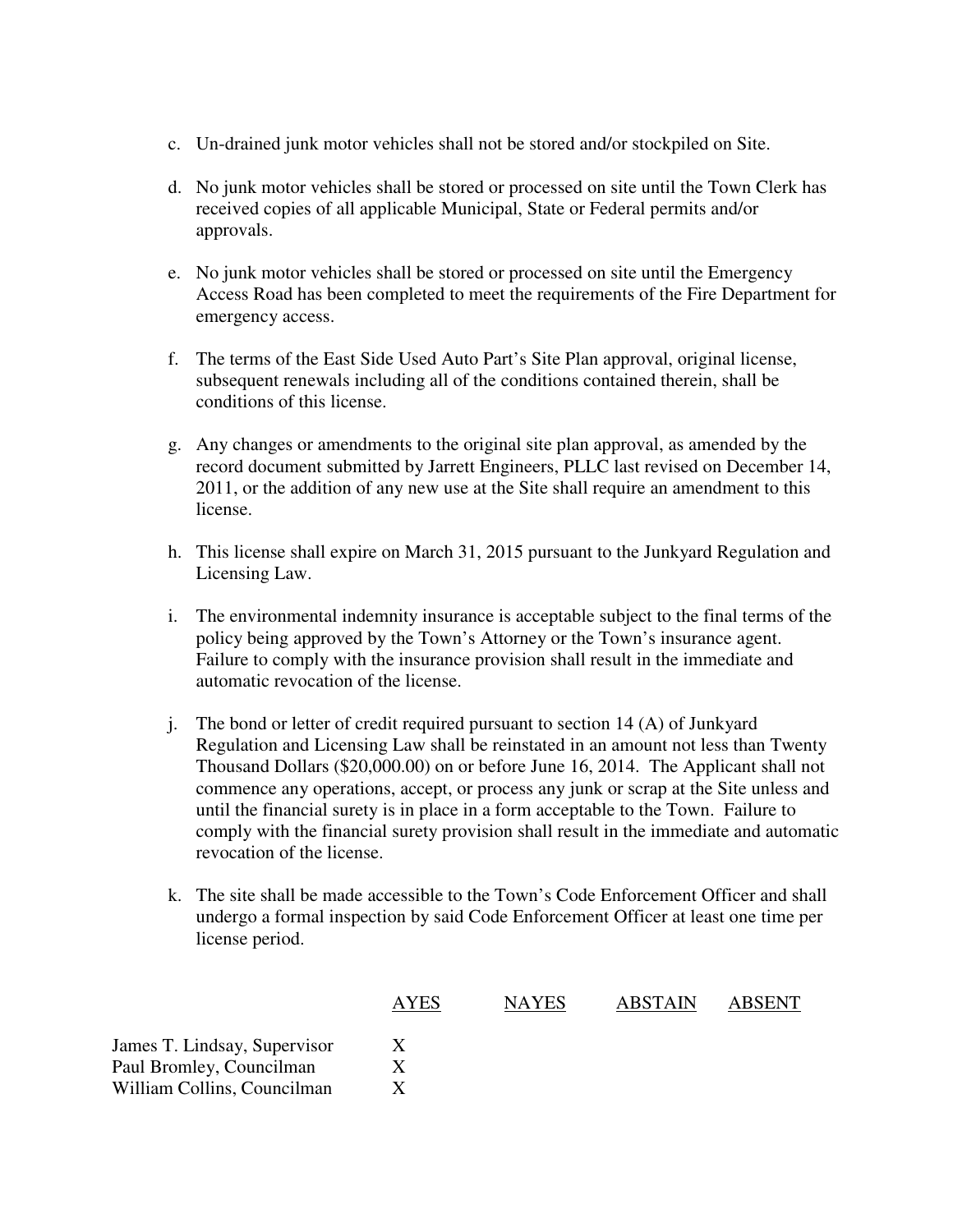c. Un-drained junk motor vehicles shall not be stored and/or stockpiled on Site.

d. No junk motor vehicles shall be stored or processed on site until the Town Clerk has received copies of all applicable Municipal, State or Federal permits and/or approvals.

e. No junk motor vehicles shall be stored or processed on site until the Emergency Access Road has been completed to meet the requirements of the Fire Department for emergency access.

f. The terms of the East Side Used Auto Part's Site Plan approval, original license, subsequent renewals including all of the conditions contained therein, shall be conditions of this license.

g. Any changes or amendments to the original site plan approval, as amended by the record document submitted by Jarrett Engineers, PLLC last revised on December 14, 2011, or the addition of any new use at the Site shall require an amendment to this license.

h. This license shall expire on March 31, 2015 pursuant to the Junkyard Regulation and Licensing Law.

i. The environmental indemnity insurance is acceptable subject to the final terms of the policy being approved by the Town's Attorney or the Town's insurance agent. Failure to comply with the insurance provision shall result in the immediate and automatic revocation of the license.

j. The bond or letter of credit required pursuant to section 14 (A) of Junkyard Regulation and Licensing Law shall be reinstated in an amount not less than Twenty Thousand Dollars ($20,000.00) on or before June 16, 2014. The Applicant shall not commence any operations, accept, or process any junk or scrap at the Site unless and until the financial surety is in place in a form acceptable to the Town. Failure to comply with the financial surety provision shall result in the immediate and automatic revocation of the license.

k. The site shall be made accessible to the Town's Code Enforcement Officer and shall undergo a formal inspection by said Code Enforcement Officer at least one time per license period.

| | AYES | NAYES | ABSTAIN | ABSENT |
|---|---|---|---|---|
| James T. Lindsay, Supervisor | X | | | |
| Paul Bromley, Councilman | X | | | |
| William Collins, Councilman | X | | | |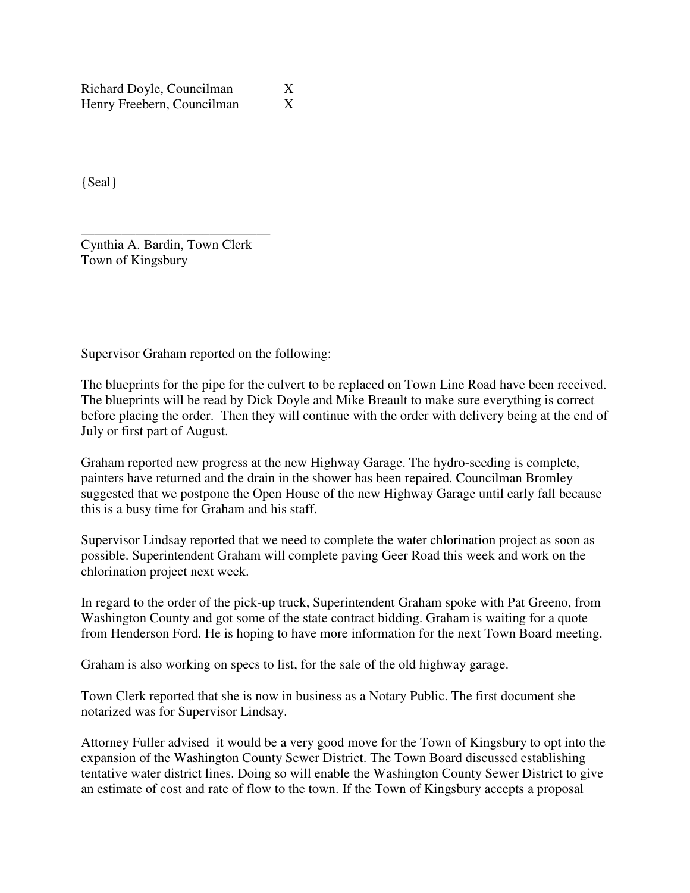| | |
|---|---|
| Richard Doyle, Councilman | X |
| Henry Freebern, Councilman | X |

{Seal}

____________________________
Cynthia A. Bardin, Town Clerk
Town of Kingsbury

Supervisor Graham reported on the following:

The blueprints for the pipe for the culvert to be replaced on Town Line Road have been received. The blueprints will be read by Dick Doyle and Mike Breault to make sure everything is correct before placing the order. Then they will continue with the order with delivery being at the end of July or first part of August.

Graham reported new progress at the new Highway Garage. The hydro-seeding is complete, painters have returned and the drain in the shower has been repaired. Councilman Bromley suggested that we postpone the Open House of the new Highway Garage until early fall because this is a busy time for Graham and his staff.

Supervisor Lindsay reported that we need to complete the water chlorination project as soon as possible. Superintendent Graham will complete paving Geer Road this week and work on the chlorination project next week.

In regard to the order of the pick-up truck, Superintendent Graham spoke with Pat Greeno, from Washington County and got some of the state contract bidding. Graham is waiting for a quote from Henderson Ford. He is hoping to have more information for the next Town Board meeting.

Graham is also working on specs to list, for the sale of the old highway garage.

Town Clerk reported that she is now in business as a Notary Public. The first document she notarized was for Supervisor Lindsay.

Attorney Fuller advised it would be a very good move for the Town of Kingsbury to opt into the expansion of the Washington County Sewer District. The Town Board discussed establishing tentative water district lines. Doing so will enable the Washington County Sewer District to give an estimate of cost and rate of flow to the town. If the Town of Kingsbury accepts a proposal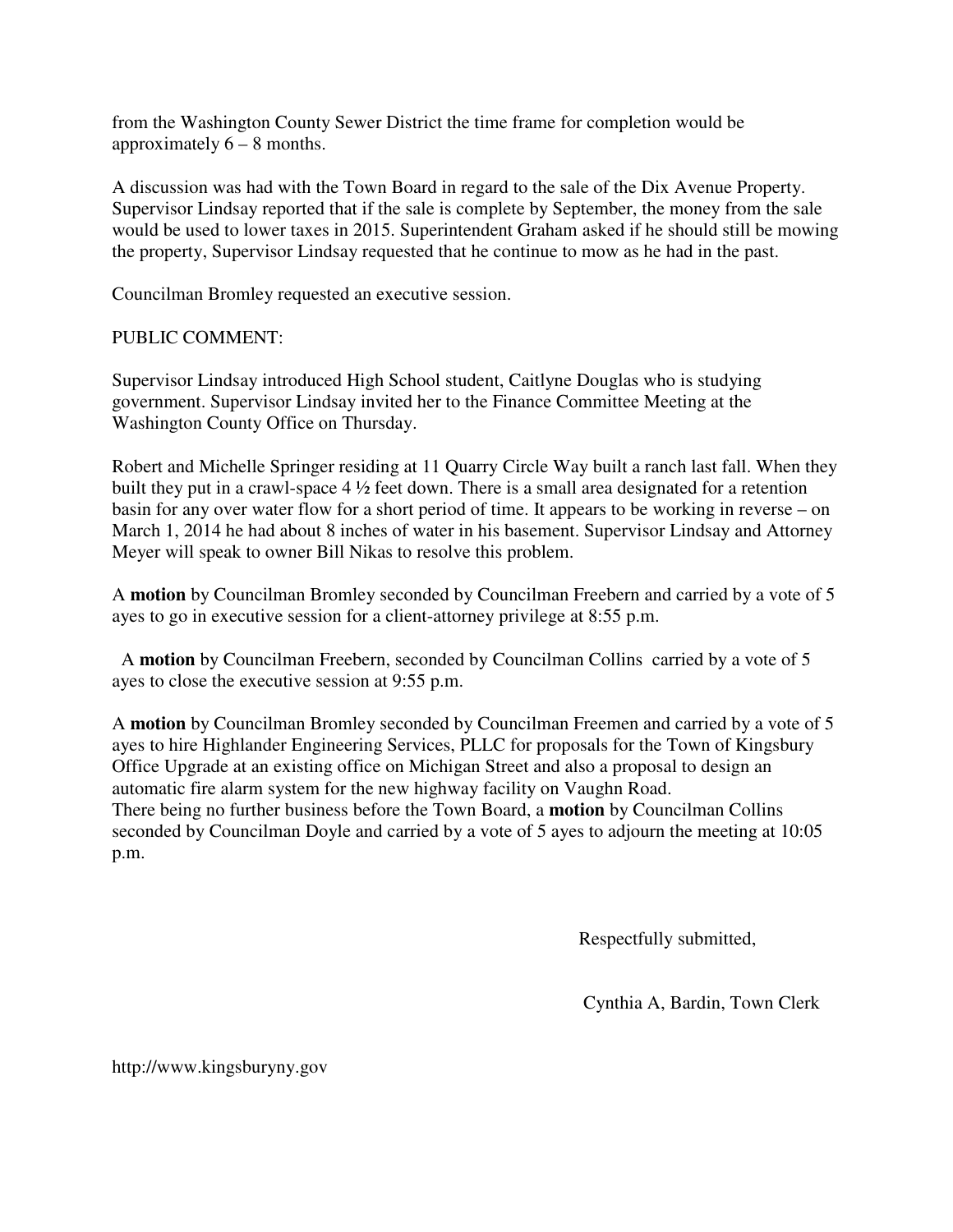from the Washington County Sewer District the time frame for completion would be approximately 6 – 8 months.

A discussion was had with the Town Board in regard to the sale of the Dix Avenue Property. Supervisor Lindsay reported that if the sale is complete by September, the money from the sale would be used to lower taxes in 2015. Superintendent Graham asked if he should still be mowing the property, Supervisor Lindsay requested that he continue to mow as he had in the past.

Councilman Bromley requested an executive session.

PUBLIC COMMENT:

Supervisor Lindsay introduced High School student, Caitlyne Douglas who is studying government. Supervisor Lindsay invited her to the Finance Committee Meeting at the Washington County Office on Thursday.

Robert and Michelle Springer residing at 11 Quarry Circle Way built a ranch last fall. When they built they put in a crawl-space 4 ½ feet down. There is a small area designated for a retention basin for any over water flow for a short period of time. It appears to be working in reverse – on March 1, 2014 he had about 8 inches of water in his basement. Supervisor Lindsay and Attorney Meyer will speak to owner Bill Nikas to resolve this problem.

A **motion** by Councilman Bromley seconded by Councilman Freebern and carried by a vote of 5 ayes to go in executive session for a client-attorney privilege at 8:55 p.m.

A **motion** by Councilman Freebern, seconded by Councilman Collins carried by a vote of 5 ayes to close the executive session at 9:55 p.m.

A **motion** by Councilman Bromley seconded by Councilman Freemen and carried by a vote of 5 ayes to hire Highlander Engineering Services, PLLC for proposals for the Town of Kingsbury Office Upgrade at an existing office on Michigan Street and also a proposal to design an automatic fire alarm system for the new highway facility on Vaughn Road.
There being no further business before the Town Board, a **motion** by Councilman Collins seconded by Councilman Doyle and carried by a vote of 5 ayes to adjourn the meeting at 10:05 p.m.

Respectfully submitted,

Cynthia A, Bardin, Town Clerk

http://www.kingsburyny.gov